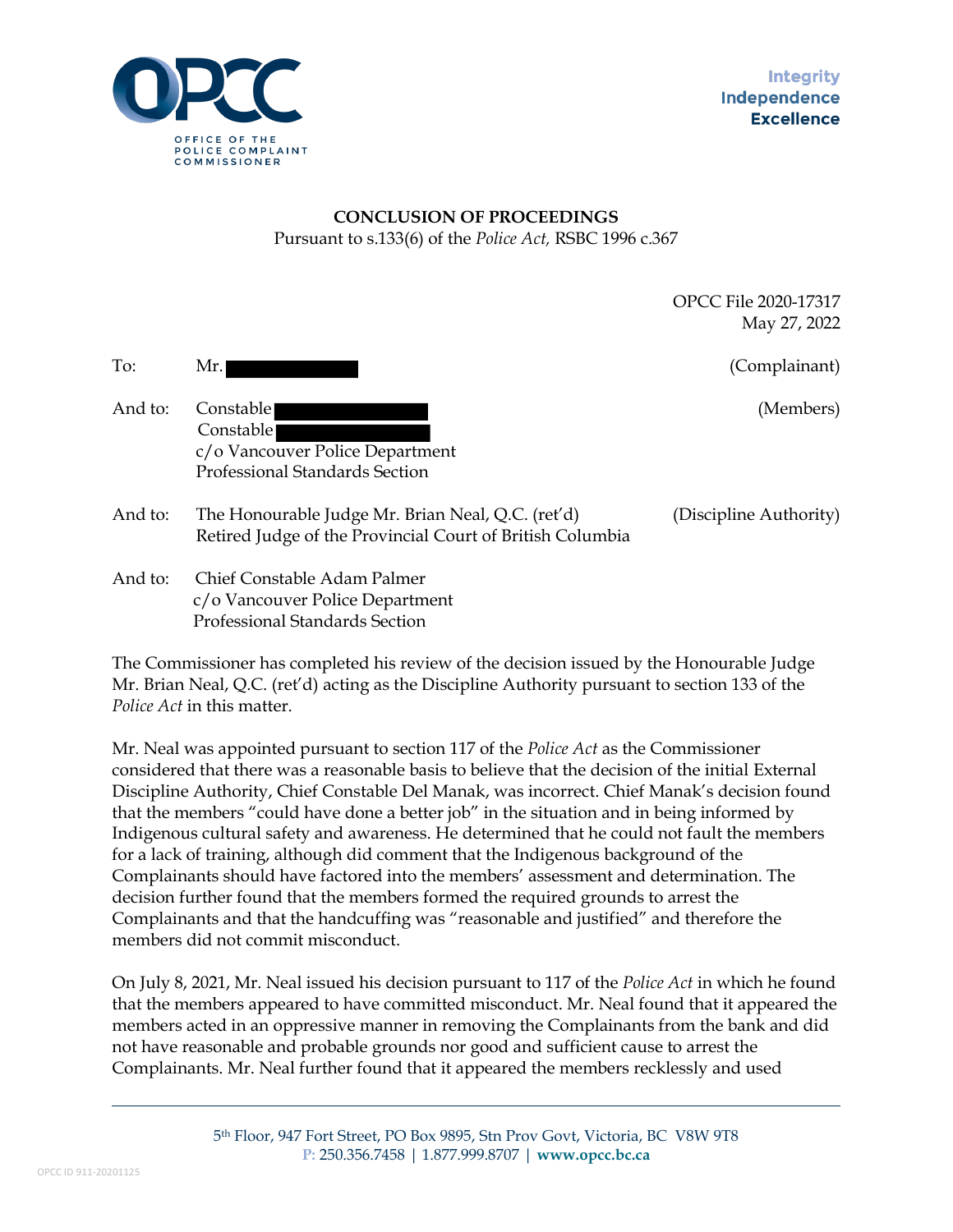**CONCLUSION OF PROCEEDINGS**

Pursuant to s.133(6) of the *Police Act,* RSBC 1996 c.367

OPCC File 2020-17317
May 27, 2022

To: Mr. (Complainant)

And to: Constable
Constable
c/o Vancouver Police Department
Professional Standards Section (Members)

And to: The Honourable Judge Mr. Brian Neal, Q.C. (ret'd)
Retired Judge of the Provincial Court of British Columbia (Discipline Authority)

And to: Chief Constable Adam Palmer
c/o Vancouver Police Department
Professional Standards Section

The Commissioner has completed his review of the decision issued by the Honourable Judge Mr. Brian Neal, Q.C. (ret'd) acting as the Discipline Authority pursuant to section 133 of the *Police Act* in this matter.

Mr. Neal was appointed pursuant to section 117 of the *Police Act* as the Commissioner considered that there was a reasonable basis to believe that the decision of the initial External Discipline Authority, Chief Constable Del Manak, was incorrect. Chief Manak's decision found that the members "could have done a better job" in the situation and in being informed by Indigenous cultural safety and awareness. He determined that he could not fault the members for a lack of training, although did comment that the Indigenous background of the Complainants should have factored into the members' assessment and determination. The decision further found that the members formed the required grounds to arrest the Complainants and that the handcuffing was "reasonable and justified" and therefore the members did not commit misconduct.

On July 8, 2021, Mr. Neal issued his decision pursuant to 117 of the *Police Act* in which he found that the members appeared to have committed misconduct. Mr. Neal found that it appeared the members acted in an oppressive manner in removing the Complainants from the bank and did not have reasonable and probable grounds nor good and sufficient cause to arrest the Complainants. Mr. Neal further found that it appeared the members recklessly and used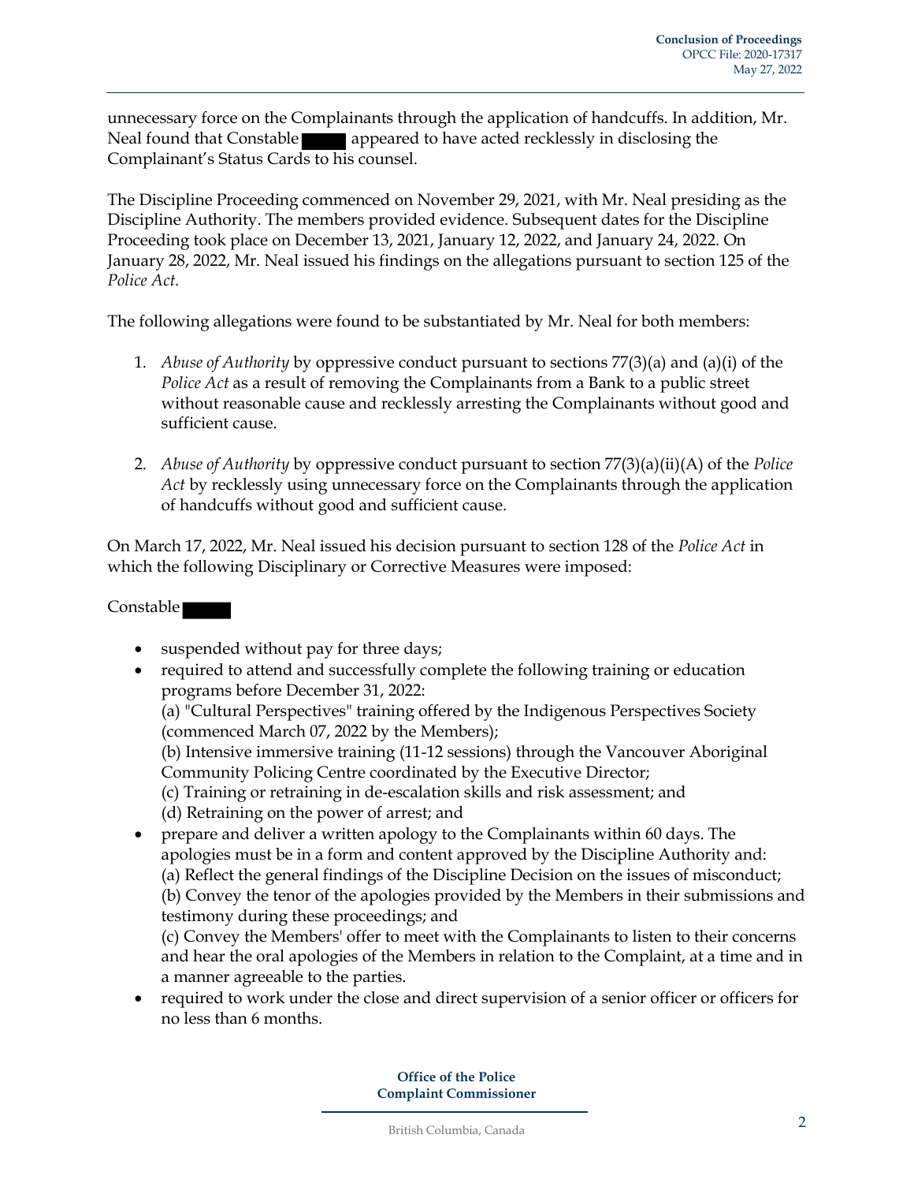unnecessary force on the Complainants through the application of handcuffs. In addition, Mr. Neal found that Constable ▇▇▇▇ appeared to have acted recklessly in disclosing the Complainant's Status Cards to his counsel.

The Discipline Proceeding commenced on November 29, 2021, with Mr. Neal presiding as the Discipline Authority. The members provided evidence. Subsequent dates for the Discipline Proceeding took place on December 13, 2021, January 12, 2022, and January 24, 2022. On January 28, 2022, Mr. Neal issued his findings on the allegations pursuant to section 125 of the *Police Act*.

The following allegations were found to be substantiated by Mr. Neal for both members:

1. *Abuse of Authority* by oppressive conduct pursuant to sections 77(3)(a) and (a)(i) of the *Police Act* as a result of removing the Complainants from a Bank to a public street without reasonable cause and recklessly arresting the Complainants without good and sufficient cause.

2. *Abuse of Authority* by oppressive conduct pursuant to section 77(3)(a)(ii)(A) of the *Police Act* by recklessly using unnecessary force on the Complainants through the application of handcuffs without good and sufficient cause.

On March 17, 2022, Mr. Neal issued his decision pursuant to section 128 of the *Police Act* in which the following Disciplinary or Corrective Measures were imposed:

Constable ▇▇▇▇

- suspended without pay for three days;
- required to attend and successfully complete the following training or education programs before December 31, 2022:
  (a) "Cultural Perspectives" training offered by the Indigenous Perspectives Society (commenced March 07, 2022 by the Members);
  (b) Intensive immersive training (11-12 sessions) through the Vancouver Aboriginal Community Policing Centre coordinated by the Executive Director;
  (c) Training or retraining in de-escalation skills and risk assessment; and
  (d) Retraining on the power of arrest; and
- prepare and deliver a written apology to the Complainants within 60 days. The apologies must be in a form and content approved by the Discipline Authority and:
  (a) Reflect the general findings of the Discipline Decision on the issues of misconduct;
  (b) Convey the tenor of the apologies provided by the Members in their submissions and testimony during these proceedings; and
  (c) Convey the Members' offer to meet with the Complainants to listen to their concerns and hear the oral apologies of the Members in relation to the Complaint, at a time and in a manner agreeable to the parties.
- required to work under the close and direct supervision of a senior officer or officers for no less than 6 months.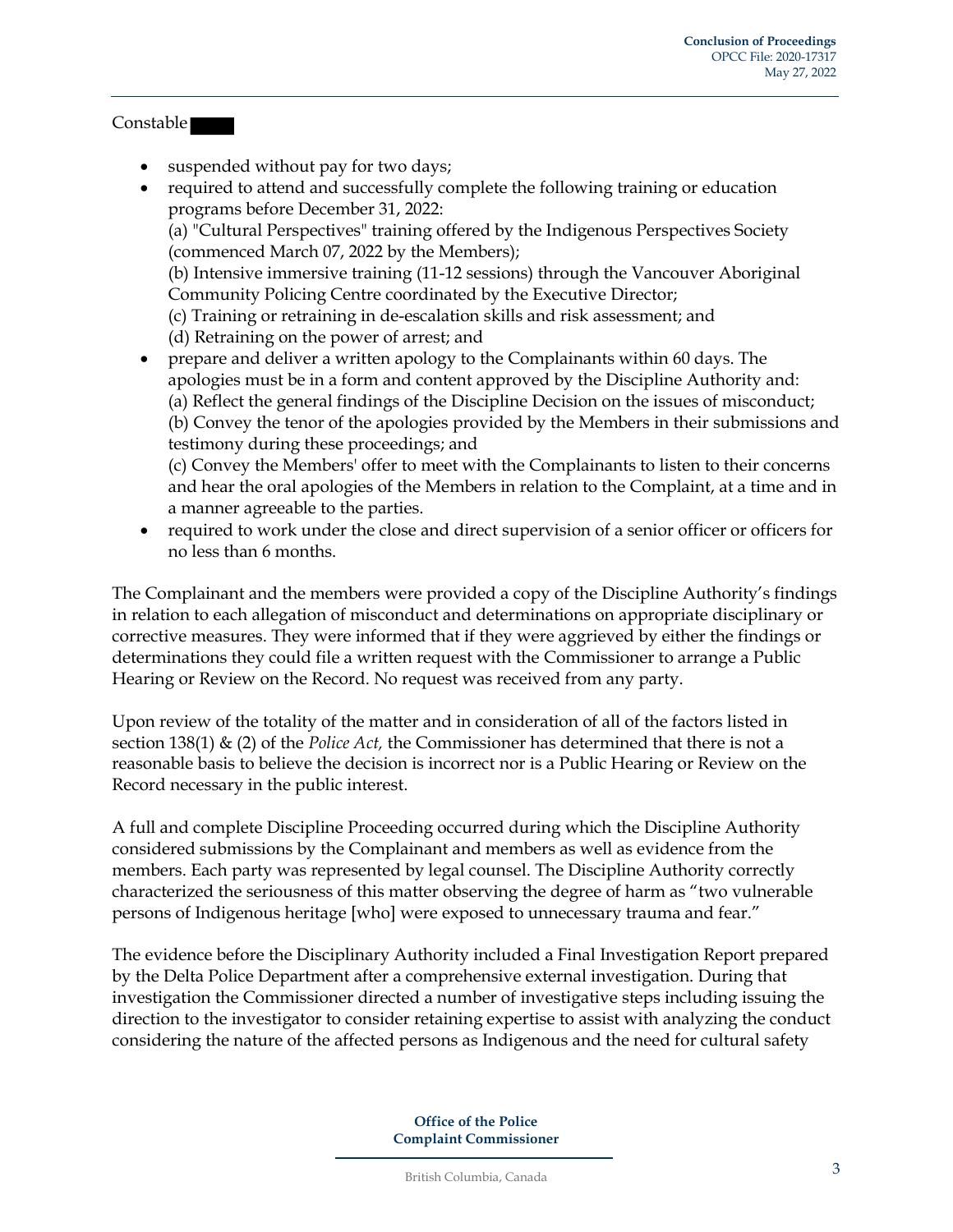Constable ████

- suspended without pay for two days;
- required to attend and successfully complete the following training or education programs before December 31, 2022:
  (a) "Cultural Perspectives" training offered by the Indigenous Perspectives Society (commenced March 07, 2022 by the Members);
  (b) Intensive immersive training (11-12 sessions) through the Vancouver Aboriginal Community Policing Centre coordinated by the Executive Director;
  (c) Training or retraining in de-escalation skills and risk assessment; and
  (d) Retraining on the power of arrest; and
- prepare and deliver a written apology to the Complainants within 60 days. The apologies must be in a form and content approved by the Discipline Authority and:
  (a) Reflect the general findings of the Discipline Decision on the issues of misconduct;
  (b) Convey the tenor of the apologies provided by the Members in their submissions and testimony during these proceedings; and
  (c) Convey the Members' offer to meet with the Complainants to listen to their concerns and hear the oral apologies of the Members in relation to the Complaint, at a time and in a manner agreeable to the parties.
- required to work under the close and direct supervision of a senior officer or officers for no less than 6 months.

The Complainant and the members were provided a copy of the Discipline Authority's findings in relation to each allegation of misconduct and determinations on appropriate disciplinary or corrective measures. They were informed that if they were aggrieved by either the findings or determinations they could file a written request with the Commissioner to arrange a Public Hearing or Review on the Record. No request was received from any party.

Upon review of the totality of the matter and in consideration of all of the factors listed in section 138(1) & (2) of the *Police Act,* the Commissioner has determined that there is not a reasonable basis to believe the decision is incorrect nor is a Public Hearing or Review on the Record necessary in the public interest.

A full and complete Discipline Proceeding occurred during which the Discipline Authority considered submissions by the Complainant and members as well as evidence from the members. Each party was represented by legal counsel. The Discipline Authority correctly characterized the seriousness of this matter observing the degree of harm as "two vulnerable persons of Indigenous heritage [who] were exposed to unnecessary trauma and fear."

The evidence before the Disciplinary Authority included a Final Investigation Report prepared by the Delta Police Department after a comprehensive external investigation. During that investigation the Commissioner directed a number of investigative steps including issuing the direction to the investigator to consider retaining expertise to assist with analyzing the conduct considering the nature of the affected persons as Indigenous and the need for cultural safety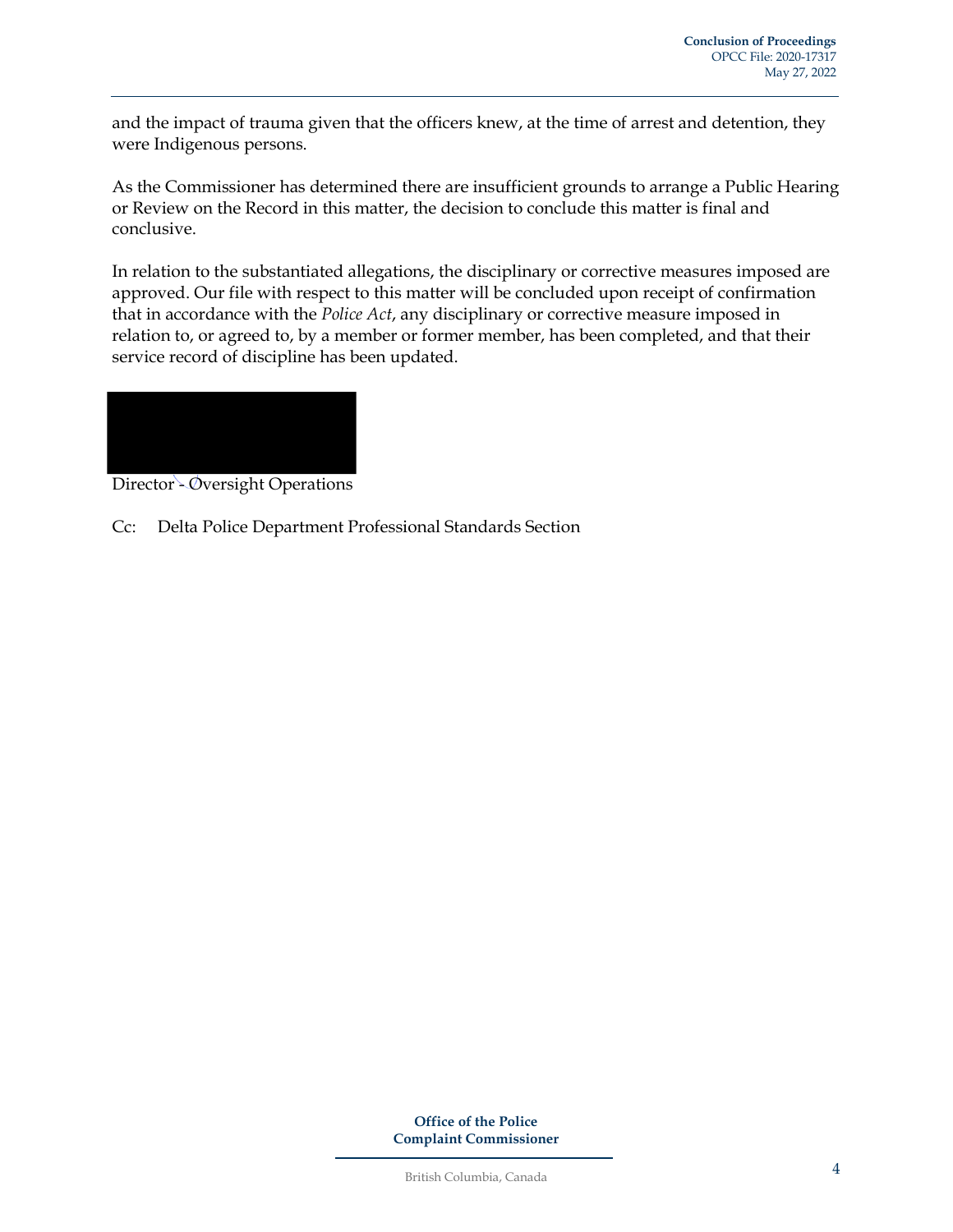and the impact of trauma given that the officers knew, at the time of arrest and detention, they were Indigenous persons.

As the Commissioner has determined there are insufficient grounds to arrange a Public Hearing or Review on the Record in this matter, the decision to conclude this matter is final and conclusive.

In relation to the substantiated allegations, the disciplinary or corrective measures imposed are approved. Our file with respect to this matter will be concluded upon receipt of confirmation that in accordance with the *Police Act*, any disciplinary or corrective measure imposed in relation to, or agreed to, by a member or former member, has been completed, and that their service record of discipline has been updated.

Director - Oversight Operations

Cc: Delta Police Department Professional Standards Section